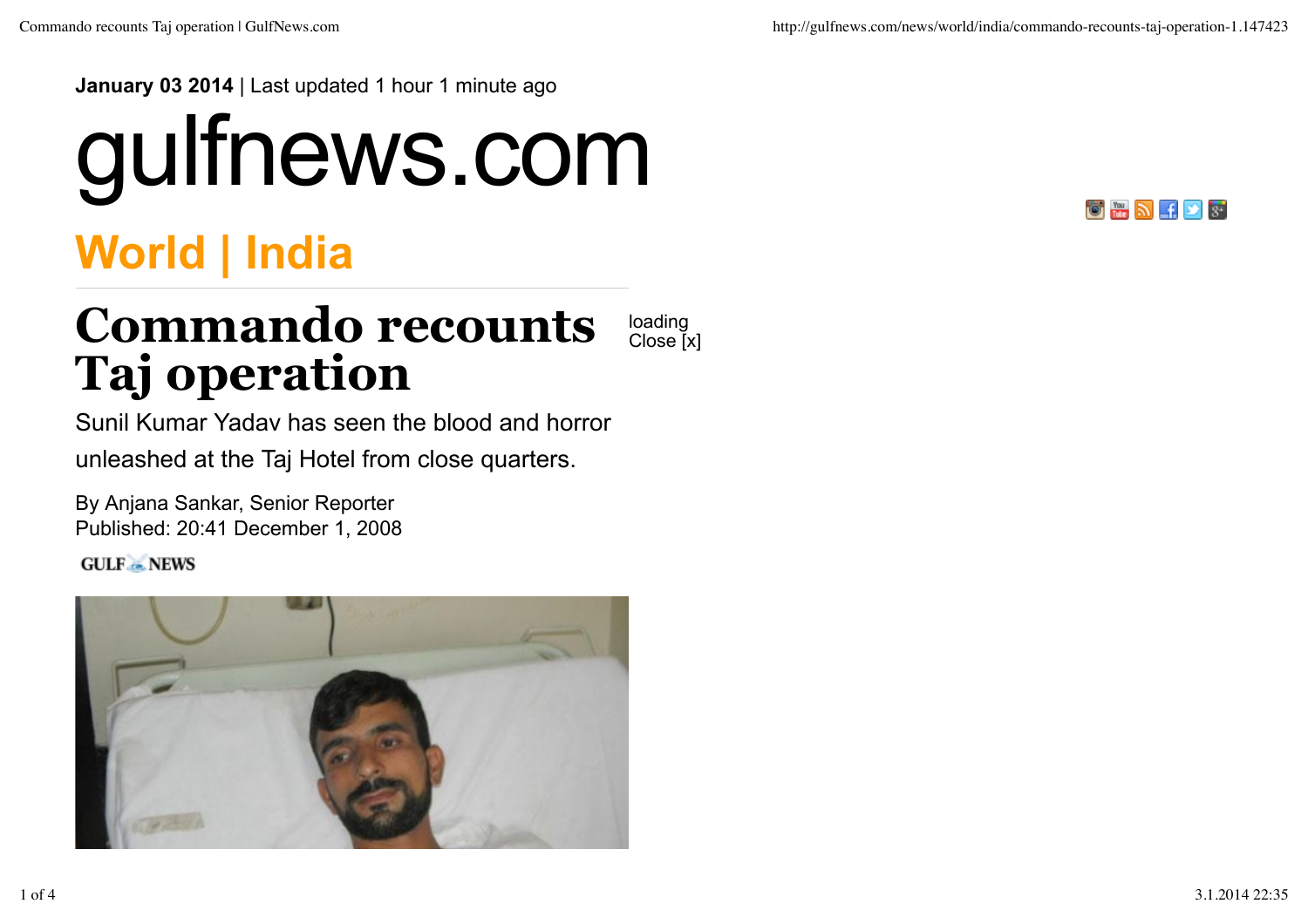**January 03 2014** | Last updated 1 hour 1 minute ago

# gulfnews.com

## World | India

# Commando recounts Taj operation

loading
Close [x]

Sunil Kumar Yadav has seen the blood and horror unleashed at the Taj Hotel from close quarters.

By Anjana Sankar, Senior Reporter
Published: 20:41 December 1, 2008

GULF NEWS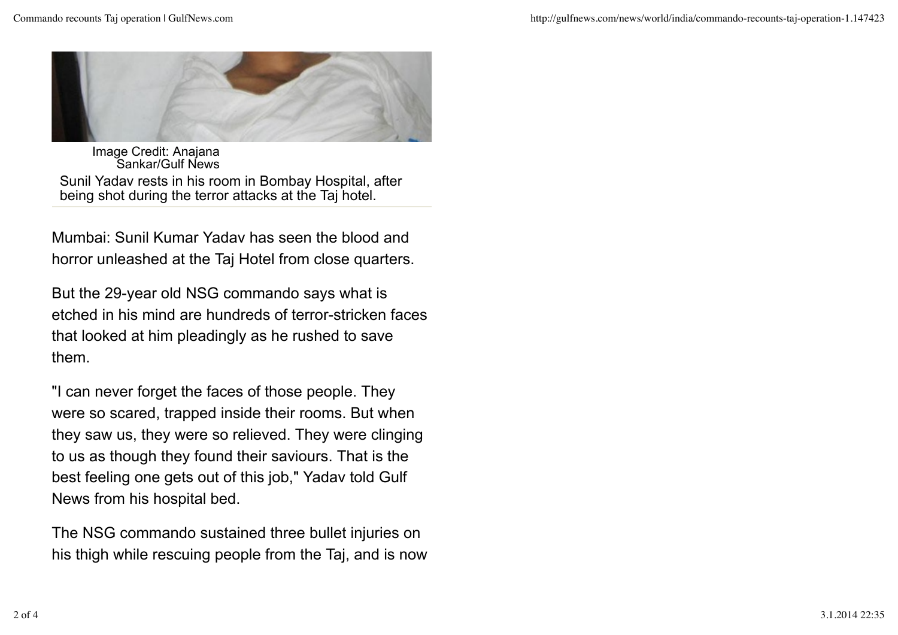Image Credit: Anajana Sankar/Gulf News

Sunil Yadav rests in his room in Bombay Hospital, after being shot during the terror attacks at the Taj hotel.

Mumbai: Sunil Kumar Yadav has seen the blood and horror unleashed at the Taj Hotel from close quarters.

But the 29-year old NSG commando says what is etched in his mind are hundreds of terror-stricken faces that looked at him pleadingly as he rushed to save them.

"I can never forget the faces of those people. They were so scared, trapped inside their rooms. But when they saw us, they were so relieved. They were clinging to us as though they found their saviours. That is the best feeling one gets out of this job," Yadav told Gulf News from his hospital bed.

The NSG commando sustained three bullet injuries on his thigh while rescuing people from the Taj, and is now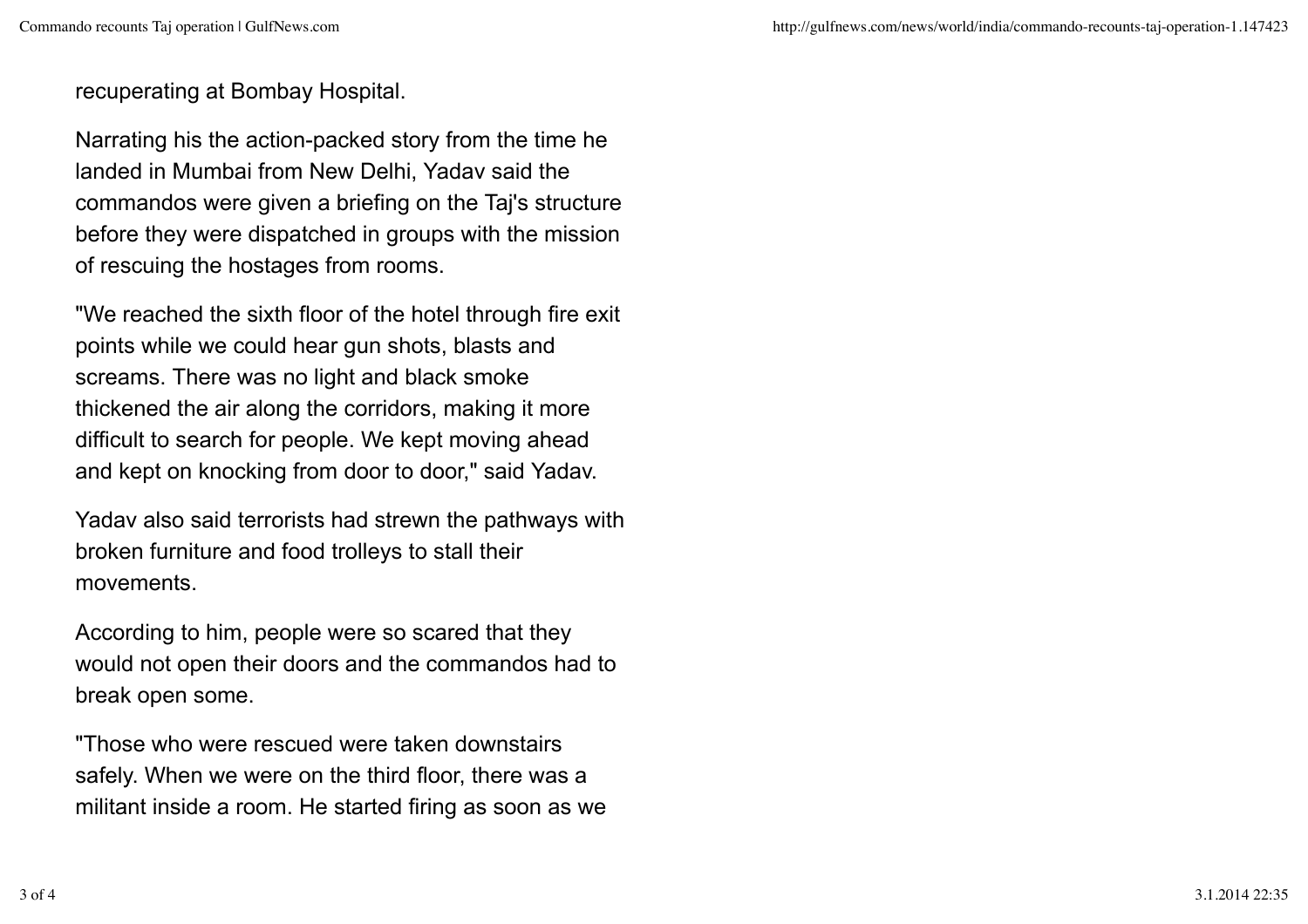recuperating at Bombay Hospital.

Narrating his the action-packed story from the time he landed in Mumbai from New Delhi, Yadav said the commandos were given a briefing on the Taj's structure before they were dispatched in groups with the mission of rescuing the hostages from rooms.

"We reached the sixth floor of the hotel through fire exit points while we could hear gun shots, blasts and screams. There was no light and black smoke thickened the air along the corridors, making it more difficult to search for people. We kept moving ahead and kept on knocking from door to door," said Yadav.

Yadav also said terrorists had strewn the pathways with broken furniture and food trolleys to stall their movements.

According to him, people were so scared that they would not open their doors and the commandos had to break open some.

"Those who were rescued were taken downstairs safely. When we were on the third floor, there was a militant inside a room. He started firing as soon as we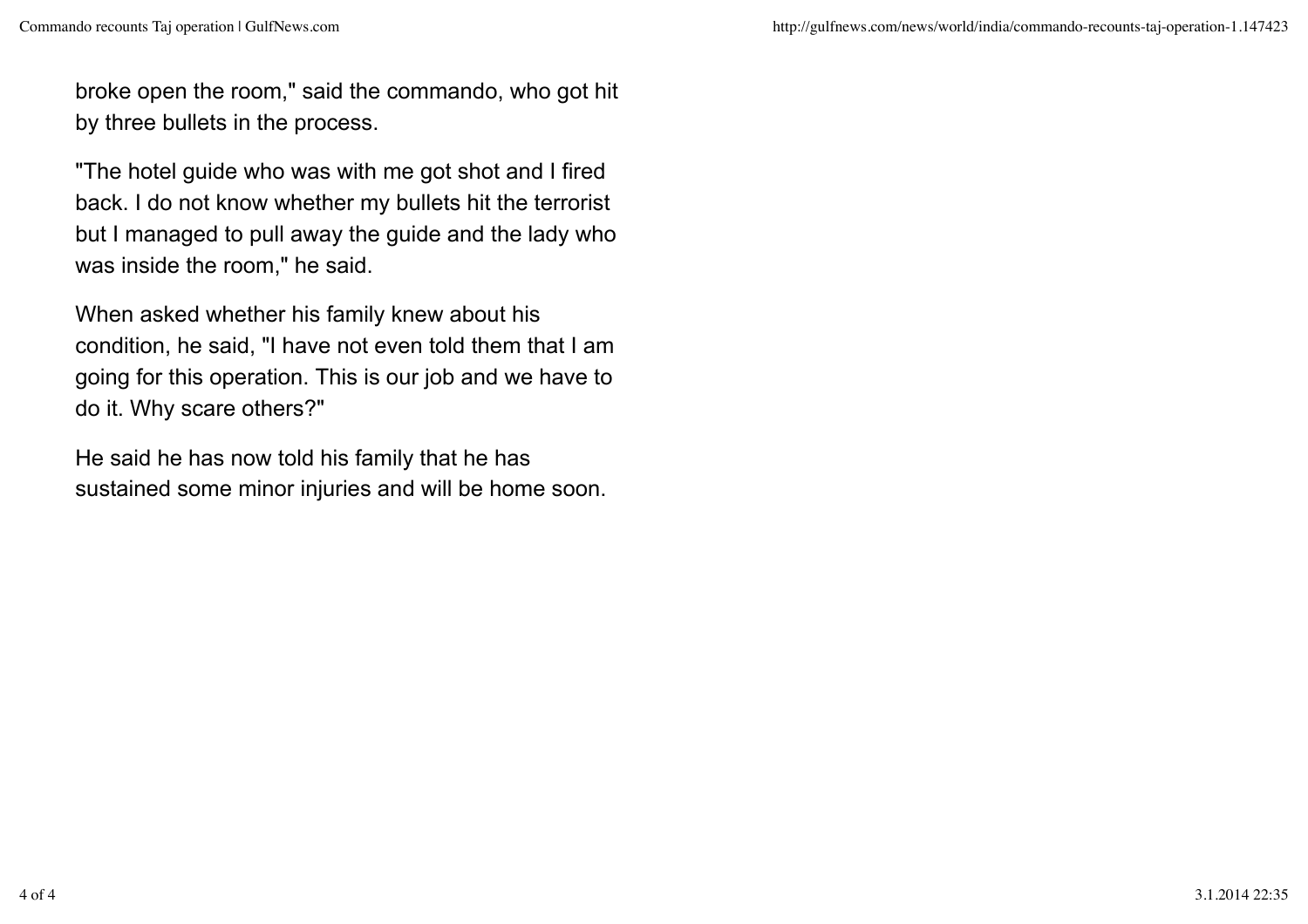broke open the room," said the commando, who got hit by three bullets in the process.

"The hotel guide who was with me got shot and I fired back. I do not know whether my bullets hit the terrorist but I managed to pull away the guide and the lady who was inside the room," he said.

When asked whether his family knew about his condition, he said, "I have not even told them that I am going for this operation. This is our job and we have to do it. Why scare others?"

He said he has now told his family that he has sustained some minor injuries and will be home soon.